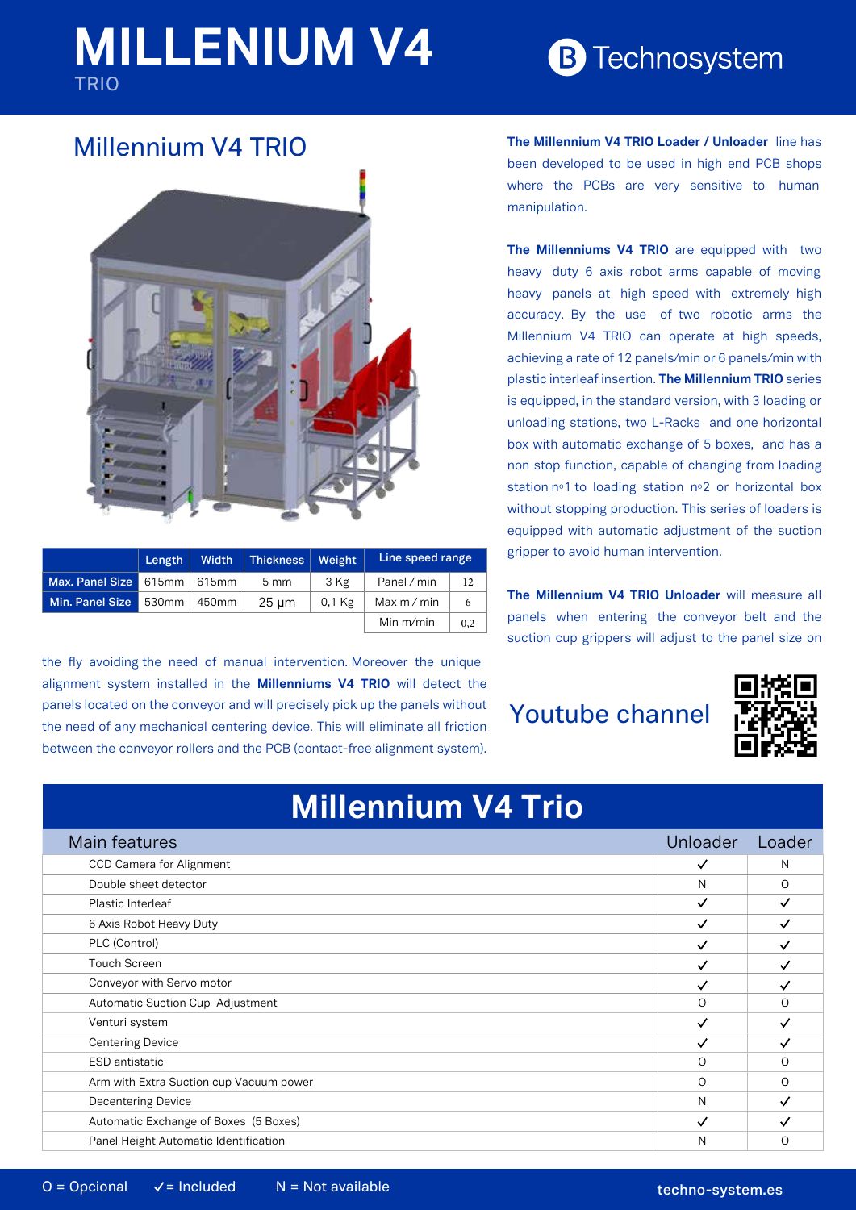# MILLENIUM V4

TRIO

Technosystem

## Millennium V4 TRIO

| | Length | Width | Thickness | Weight | Line speed range | |
|---|---|---|---|---|---|---|
| **Max. Panel Size** | 615mm | 615mm | 5 mm | 3 Kg | Panel / min | 12 |
| **Min. Panel Size** | 530mm | 450mm | 25 µm | 0,1 Kg | Max m / min | 6 |
| | | | | | Min m/min | 0,2 |

**The Millennium V4 TRIO Loader / Unloader** line has been developed to be used in high end PCB shops where the PCBs are very sensitive to human manipulation.

**The Millenniums V4 TRIO** are equipped with two heavy duty 6 axis robot arms capable of moving heavy panels at high speed with extremely high accuracy. By the use of two robotic arms the Millennium V4 TRIO can operate at high speeds, achieving a rate of 12 panels/min or 6 panels/min with plastic interleaf insertion. **The Millennium TRIO** series is equipped, in the standard version, with 3 loading or unloading stations, two L-Racks and one horizontal box with automatic exchange of 5 boxes, and has a non stop function, capable of changing from loading station nº1 to loading station nº2 or horizontal box without stopping production. This series of loaders is equipped with automatic adjustment of the suction gripper to avoid human intervention.

**The Millennium V4 TRIO Unloader** will measure all panels when entering the conveyor belt and the suction cup grippers will adjust to the panel size on the fly avoiding the need of manual intervention. Moreover the unique alignment system installed in the **Millenniums V4 TRIO** will detect the panels located on the conveyor and will precisely pick up the panels without the need of any mechanical centering device. This will eliminate all friction between the conveyor rollers and the PCB (contact-free alignment system).

Youtube channel

## Millennium V4 Trio

| Main features | Unloader | Loader |
|---|---|---|
| CCD Camera for Alignment | ✓ | N |
| Double sheet detector | N | O |
| Plastic Interleaf | ✓ | ✓ |
| 6 Axis Robot Heavy Duty | ✓ | ✓ |
| PLC (Control) | ✓ | ✓ |
| Touch Screen | ✓ | ✓ |
| Conveyor with Servo motor | ✓ | ✓ |
| Automatic Suction Cup Adjustment | O | O |
| Venturi system | ✓ | ✓ |
| Centering Device | ✓ | ✓ |
| ESD antistatic | O | O |
| Arm with Extra Suction cup Vacuum power | O | O |
| Decentering Device | N | ✓ |
| Automatic Exchange of Boxes (5 Boxes) | ✓ | ✓ |
| Panel Height Automatic Identification | N | O |

O = Opcional ✓ = Included N = Not available

techno-system.es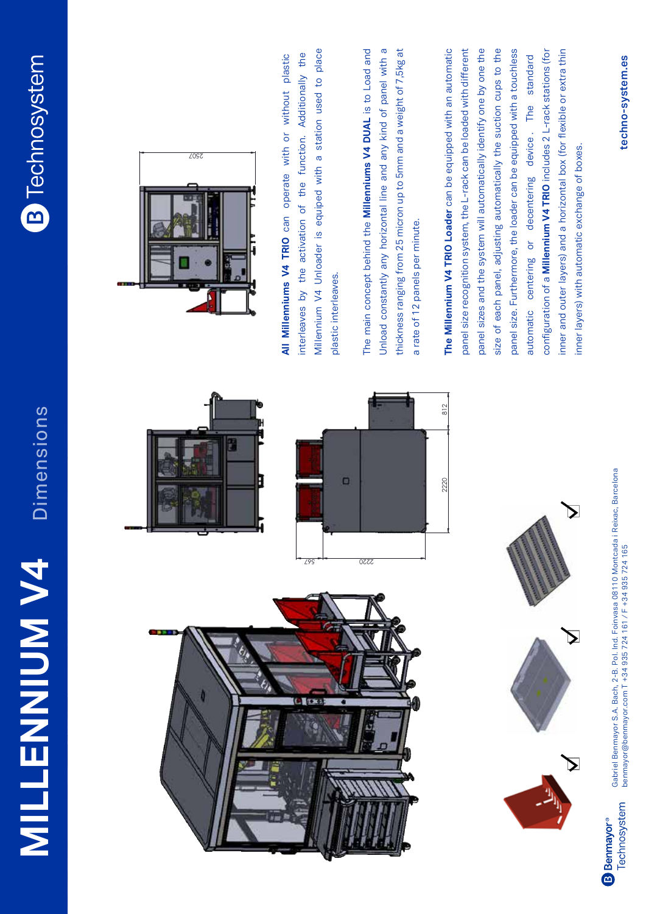# MILLENNIUM V4

## Dimensions

Technosystem

2507

567

2220

2220

812

**All Millenniums V4 TRIO** can operate with or without plastic interleaves by the activation of the function. Additionally the Millennium V4 Unloader is equiped with a station used to place plastic interleaves.

The main concept behind the **Millenniums V4 DUAL** is to Load and Unload constantly any horizontal line and any kind of panel with a thickness ranging from 25 micron up to 5mm and a weight of 7,5kg at a rate of 12 panels per minute.

**The Millennium V4 TRIO Loader** can be equipped with an automatic panel size recognition system, the L-rack can be loaded with different panel sizes and the system will automatically identify one by one the size of each panel, adjusting automatically the suction cups to the panel size. Furthermore, the loader can be equipped with a touchless automatic centering or decentering device. The standard configuration of a **Millennium V4 TRIO** includes 2 L-rack stations (for inner and outer layers) and a horizontal box (for flexible or extra thin inner layers) with automatic exchange of boxes.

Benmayor® Technosystem

Gabriel Benmayor S.A. Bach, 2-B. Pol. Ind. Foinvasa 08110 Montcada i Reixac, Barcelona
benmayor@benmayor.com T +34 935 724 161 / F +34 935 724 165

techno-system.es